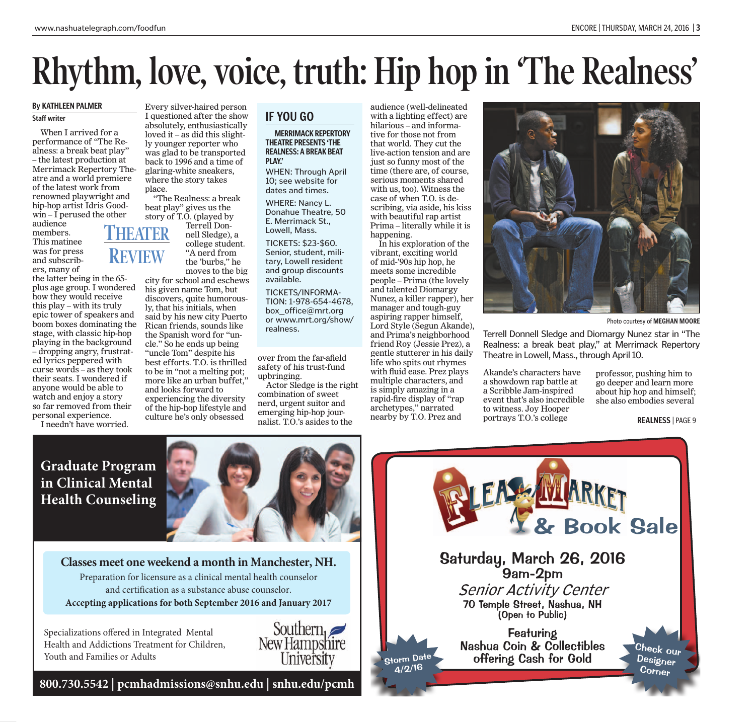# Rhythm, love, voice, truth: Hip hop in 'The Realness'

**By KATHLEEN PALMER**
**Staff writer**

**THEATER REVIEW**

When I arrived for a performance of "The Realness: a break beat play" – the latest production at Merrimack Repertory Theatre and a world premiere of the latest work from renowned playwright and hip-hop artist Idris Goodwin – I perused the other audience members. This matinee was for press and subscribers, many of the latter being in the 65-plus age group. I wondered how they would receive this play – with its truly epic tower of speakers and boom boxes dominating the stage, with classic hip-hop playing in the background – dropping angry, frustrated lyrics peppered with curse words – as they took their seats. I wondered if anyone would be able to watch and enjoy a story so far removed from their personal experience.

I needn't have worried.

Every silver-haired person I questioned after the show absolutely, enthusiastically loved it – as did this slightly younger reporter who was glad to be transported back to 1996 and a time of glaring-white sneakers, where the story takes place.

"The Realness: a break beat play" gives us the story of T.O. (played by Terrell Donnell Sledge), a college student. "A nerd from the 'burbs," he moves to the big city for school and eschews his given name Tom, but discovers, quite humorously, that his initials, when said by his new city Puerto Rican friends, sounds like the Spanish word for "uncle." So he ends up being "uncle Tom" despite his best efforts. T.O. is thrilled to be in "not a melting pot; more like an urban buffet," and looks forward to experiencing the diversity of the hip-hop lifestyle and culture he's only obsessed over from the far-afield safety of his trust-fund upbringing.

Actor Sledge is the right combination of sweet nerd, urgent suitor and emerging hip-hop journalist. T.O.'s asides to the audience (well-delineated with a lighting effect) are hilarious – and informative for those not from that world. They cut the live-action tension and are just so funny most of the time (there are, of course, serious moments shared with us, too). Witness the case of when T.O. is describing, via aside, his kiss with beautiful rap artist Prima – literally while it is happening.

In his exploration of the vibrant, exciting world of mid-'90s hip hop, he meets some incredible people – Prima (the lovely and talented Diomargy Nunez, a killer rapper), her manager and tough-guy aspiring rapper himself, Lord Style (Segun Akande), and Prima's neighborhood friend Roy (Jessie Prez), a gentle stutterer in his daily life who spits out rhymes with fluid ease. Prez plays multiple characters, and is simply amazing in a rapid-fire display of "rap archetypes," narrated nearby by T.O. Prez and Akande's characters have a showdown rap battle at a Scribble Jam-inspired event that's also incredible to witness. Joy Hooper portrays T.O.'s college professor, pushing him to go deeper and learn more about hip hop and himself; she also embodies several

**REALNESS** | PAGE 9

## IF YOU GO

**MERRIMACK REPERTORY THEATRE PRESENTS 'THE REALNESS: A BREAK BEAT PLAY.'**

WHEN: Through April 10; see website for dates and times.

WHERE: Nancy L. Donahue Theatre, 50 E. Merrimack St., Lowell, Mass.

TICKETS: $23-$60. Senior, student, military, Lowell resident and group discounts available.

TICKETS/INFORMATION: 1-978-654-4678, box_office@mrt.org or www.mrt.org/show/realness.

Photo courtesy of MEGHAN MOORE

Terrell Donnell Sledge and Diomargy Nunez star in "The Realness: a break beat play," at Merrimack Repertory Theatre in Lowell, Mass., through April 10.

---

**Graduate Program in Clinical Mental Health Counseling**

**Classes meet one weekend a month in Manchester, NH.**

Preparation for licensure as a clinical mental health counselor and certification as a substance abuse counselor.

**Accepting applications for both September 2016 and January 2017**

Specializations offered in Integrated Mental Health and Addictions Treatment for Children, Youth and Families or Adults

Southern New Hampshire University

**800.730.5542 | pcmhadmissions@snhu.edu | snhu.edu/pcmh**

---

**FLEA MARKET & Book Sale**

**Saturday, March 26, 2016**
**9am-2pm**
*Senior Activity Center*
**70 Temple Street, Nashua, NH**
(Open to Public)

Featuring
Nashua Coin & Collectibles offering Cash for Gold

Storm Date 4/2/16

Check our Designer Corner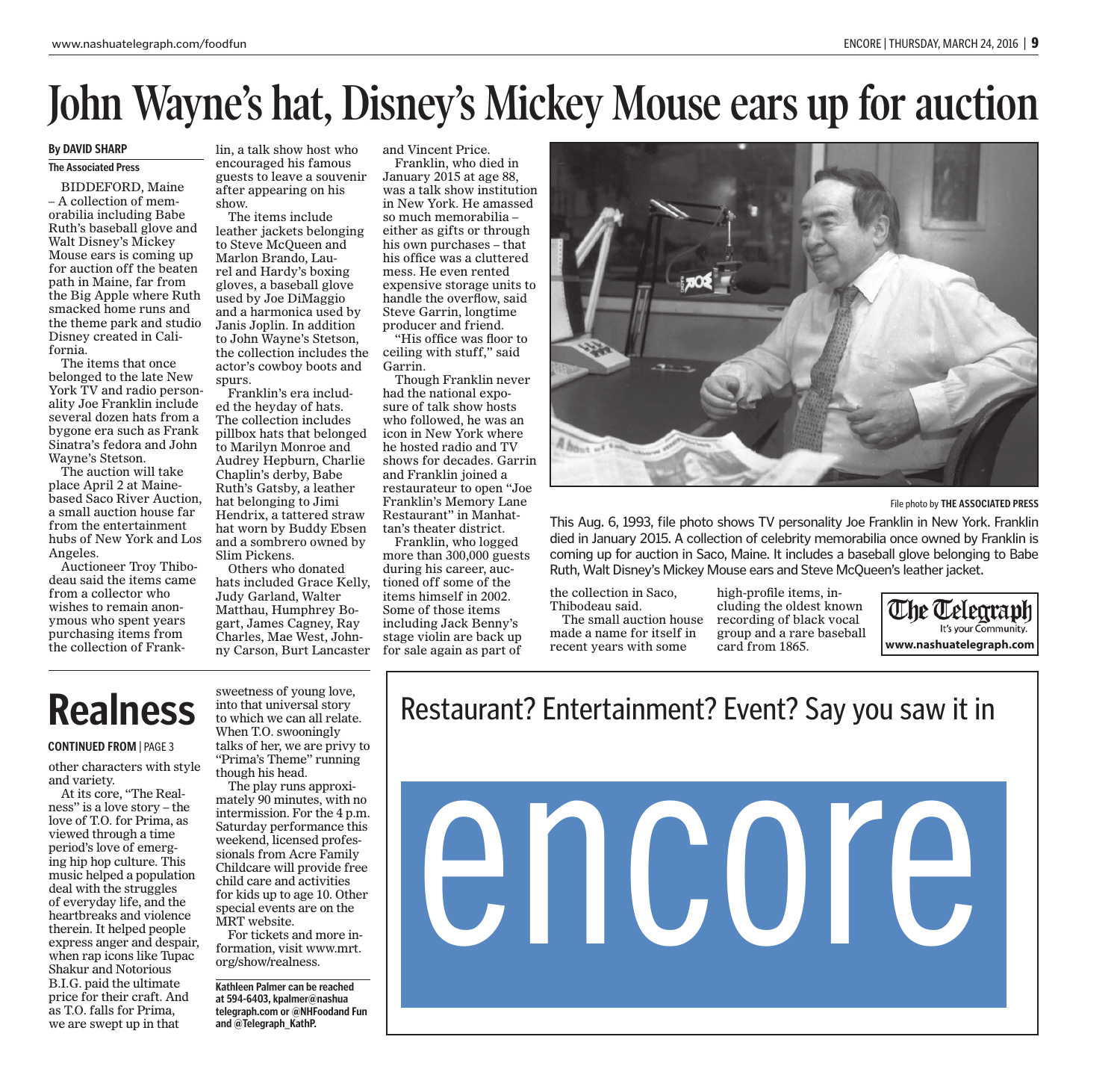# John Wayne's hat, Disney's Mickey Mouse ears up for auction

**By DAVID SHARP**

**The Associated Press**

BIDDEFORD, Maine – A collection of memorabilia including Babe Ruth's baseball glove and Walt Disney's Mickey Mouse ears is coming up for auction off the beaten path in Maine, far from the Big Apple where Ruth smacked home runs and the theme park and studio Disney created in California.

The items that once belonged to the late New York TV and radio personality Joe Franklin include several dozen hats from a bygone era such as Frank Sinatra's fedora and John Wayne's Stetson.

The auction will take place April 2 at Maine-based Saco River Auction, a small auction house far from the entertainment hubs of New York and Los Angeles.

Auctioneer Troy Thibodeau said the items came from a collector who wishes to remain anonymous who spent years purchasing items from the collection of Franklin, a talk show host who encouraged his famous guests to leave a souvenir after appearing on his show.

The items include leather jackets belonging to Steve McQueen and Marlon Brando, Laurel and Hardy's boxing gloves, a baseball glove used by Joe DiMaggio and a harmonica used by Janis Joplin. In addition to John Wayne's Stetson, the collection includes the actor's cowboy boots and spurs.

Franklin's era included the heyday of hats. The collection includes pillbox hats that belonged to Marilyn Monroe and Audrey Hepburn, Charlie Chaplin's derby, Babe Ruth's Gatsby, a leather hat belonging to Jimi Hendrix, a tattered straw hat worn by Buddy Ebsen and a sombrero owned by Slim Pickens.

Others who donated hats included Grace Kelly, Judy Garland, Walter Matthau, Humphrey Bogart, James Cagney, Ray Charles, Mae West, Johnny Carson, Burt Lancaster and Vincent Price.

Franklin, who died in January 2015 at age 88, was a talk show institution in New York. He amassed so much memorabilia – either as gifts or through his own purchases – that his office was a cluttered mess. He even rented expensive storage units to handle the overflow, said Steve Garrin, longtime producer and friend.

"His office was floor to ceiling with stuff," said Garrin.

Though Franklin never had the national exposure of talk show hosts who followed, he was an icon in New York where he hosted radio and TV shows for decades. Garrin and Franklin joined a restaurateur to open "Joe Franklin's Memory Lane Restaurant" in Manhattan's theater district.

Franklin, who logged more than 300,000 guests during his career, auctioned off some of the items himself in 2002. Some of those items including Jack Benny's stage violin are back up for sale again as part of the collection in Saco, Thibodeau said.

The small auction house made a name for itself in recent years with some high-profile items, including the oldest known recording of black vocal group and a rare baseball card from 1865.

File photo by THE ASSOCIATED PRESS

This Aug. 6, 1993, file photo shows TV personality Joe Franklin in New York. Franklin died in January 2015. A collection of celebrity memorabilia once owned by Franklin is coming up for auction in Saco, Maine. It includes a baseball glove belonging to Babe Ruth, Walt Disney's Mickey Mouse ears and Steve McQueen's leather jacket.

The Telegraph
It's your Community.
www.nashuatelegraph.com

# Realness

**CONTINUED FROM** | PAGE 3

other characters with style and variety.

At its core, "The Realness" is a love story – the love of T.O. for Prima, as viewed through a time period's love of emerging hip hop culture. This music helped a population deal with the struggles of everyday life, and the heartbreaks and violence therein. It helped people express anger and despair, when rap icons like Tupac Shakur and Notorious B.I.G. paid the ultimate price for their craft. And as T.O. falls for Prima, we are swept up in that sweetness of young love, into that universal story to which we can all relate. When T.O. swooningly talks of her, we are privy to "Prima's Theme" running though his head.

The play runs approximately 90 minutes, with no intermission. For the 4 p.m. Saturday performance this weekend, licensed professionals from Acre Family Childcare will provide free child care and activities for kids up to age 10. Other special events are on the MRT website.

For tickets and more information, visit www.mrt.org/show/realness.

**Kathleen Palmer can be reached at 594-6403, kpalmer@nashuatelegraph.com or @NHFoodand Fun and @Telegraph_KathP.**

Restaurant? Entertainment? Event? Say you saw it in

encore